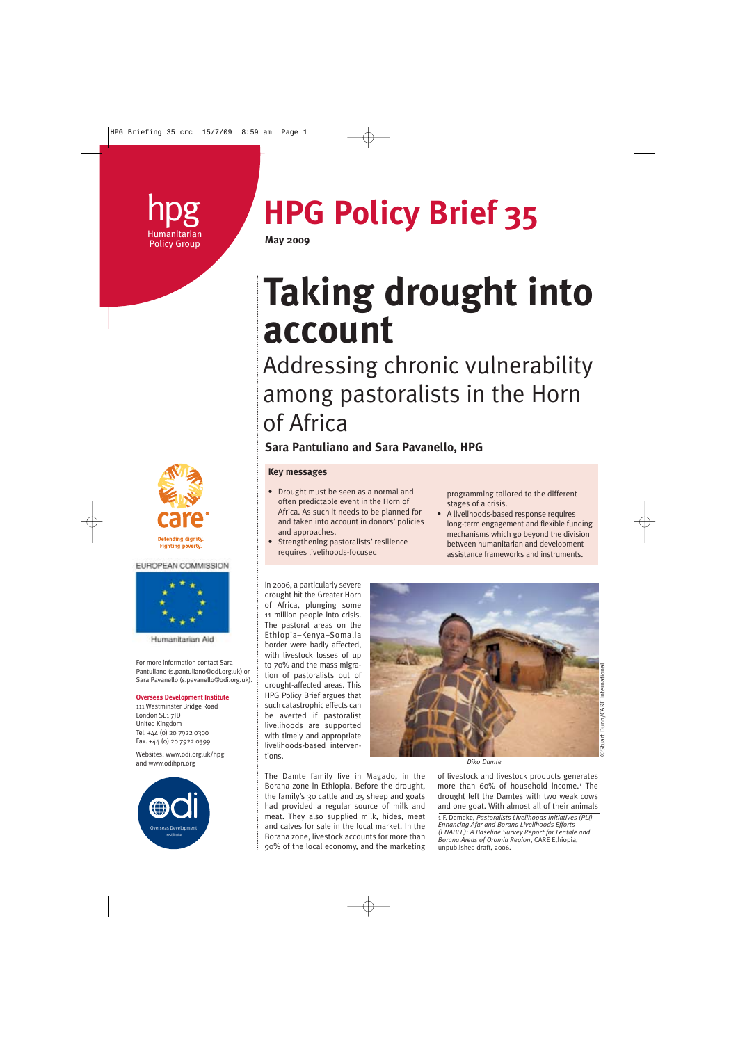# HPG Policy Brief 35

**May 2009**

# Taking drought into account

## Addressing chronic vulnerability among pastoralists in the Horn of Africa

**Sara Pantuliano and Sara Pavanello, HPG**

### Key messages

- Drought must be seen as a normal and often predictable event in the Horn of Africa. As such it needs to be planned for and taken into account in donors' policies and approaches.
- Strengthening pastoralists' resilience requires livelihoods-focused programming tailored to the different stages of a crisis.
- A livelihoods-based response requires long-term engagement and flexible funding mechanisms which go beyond the division between humanitarian and development assistance frameworks and instruments.

In 2006, a particularly severe drought hit the Greater Horn of Africa, plunging some 11 million people into crisis. The pastoral areas on the Ethiopia–Kenya–Somalia border were badly affected, with livestock losses of up to 70% and the mass migration of pastoralists out of drought-affected areas. This HPG Policy Brief argues that such catastrophic effects can be averted if pastoralist livelihoods are supported with timely and appropriate livelihoods-based interventions.

*Diko Damte*

©Stuart Dunn/CARE International

The Damte family live in Magado, in the Borana zone in Ethiopia. Before the drought, the family's 30 cattle and 25 sheep and goats had provided a regular source of milk and meat. They also supplied milk, hides, meat and calves for sale in the local market. In the Borana zone, livestock accounts for more than 90% of the local economy, and the marketing of livestock and livestock products generates more than 60% of household income.[1] The drought left the Damtes with two weak cows and one goat. With almost all of their animals

1 F. Demeke, *Pastoralists Livelihoods Initiatives (PLI) Enhancing Afar and Borana Livelihoods Efforts (ENABLE): A Baseline Survey Report for Fentale and Borana Areas of Oromia Region*, CARE Ethiopia, unpublished draft, 2006.

For more information contact Sara Pantuliano (s.pantuliano@odi.org.uk) or Sara Pavanello (s.pavanello@odi.org.uk).

**Overseas Development Institute**
111 Westminster Bridge Road
London SE1 7JD
United Kingdom
Tel. +44 (0) 20 7922 0300
Fax. +44 (0) 20 7922 0399

Websites: www.odi.org.uk/hpg and www.odihpn.org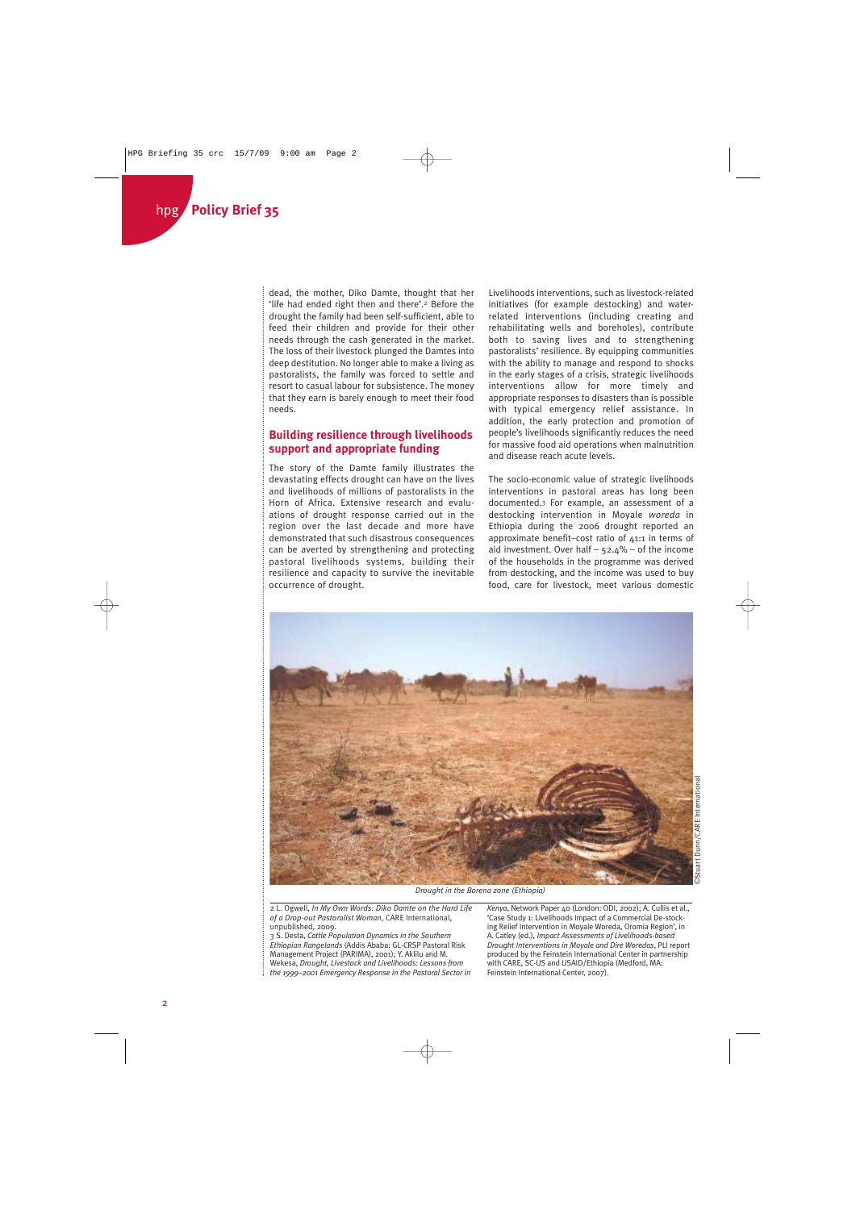dead, the mother, Diko Damte, thought that her 'life had ended right then and there'.[2] Before the drought the family had been self-sufficient, able to feed their children and provide for their other needs through the cash generated in the market. The loss of their livestock plunged the Damtes into deep destitution. No longer able to make a living as pastoralists, the family was forced to settle and resort to casual labour for subsistence. The money that they earn is barely enough to meet their food needs.

## Building resilience through livelihoods support and appropriate funding

The story of the Damte family illustrates the devastating effects drought can have on the lives and livelihoods of millions of pastoralists in the Horn of Africa. Extensive research and evaluations of drought response carried out in the region over the last decade and more have demonstrated that such disastrous consequences can be averted by strengthening and protecting pastoral livelihoods systems, building their resilience and capacity to survive the inevitable occurrence of drought.

Livelihoods interventions, such as livestock-related initiatives (for example destocking) and water-related interventions (including creating and rehabilitating wells and boreholes), contribute both to saving lives and to strengthening pastoralists' resilience. By equipping communities with the ability to manage and respond to shocks in the early stages of a crisis, strategic livelihoods interventions allow for more timely and appropriate responses to disasters than is possible with typical emergency relief assistance. In addition, the early protection and promotion of people's livelihoods significantly reduces the need for massive food aid operations when malnutrition and disease reach acute levels.

The socio-economic value of strategic livelihoods interventions in pastoral areas has long been documented.[3] For example, an assessment of a destocking intervention in Moyale *woreda* in Ethiopia during the 2006 drought reported an approximate benefit–cost ratio of 41:1 in terms of aid investment. Over half – 52.4% – of the income of the households in the programme was derived from destocking, and the income was used to buy food, care for livestock, meet various domestic

*Drought in the Borena zone (Ethiopia)*

©Stuart Dunn/CARE International

2 L. Ogwell, *In My Own Words: Diko Damte on the Hard Life of a Drop-out Pastoralist Woman*, CARE International, unpublished, 2009.

3 S. Desta, *Cattle Population Dynamics in the Southern Ethiopian Rangelands* (Addis Ababa: GL-CRSP Pastoral Risk Management Project (PARIMA), 2001); Y. Aklilu and M. Wekesa, *Drought, Livestock and Livelihoods: Lessons from the 1999–2001 Emergency Response in the Pastoral Sector in Kenya*, Network Paper 40 (London: ODI, 2002); A. Cullis et al., 'Case Study 1: Livelihoods Impact of a Commercial De-stocking Relief Intervention in Moyale Woreda, Oromia Region', in A. Catley (ed.), *Impact Assessments of Livelihoods-based Drought Interventions in Moyale and Dire Woredas*, PLI report produced by the Feinstein International Center in partnership with CARE, SC-US and USAID/Ethiopia (Medford, MA: Feinstein International Center, 2007).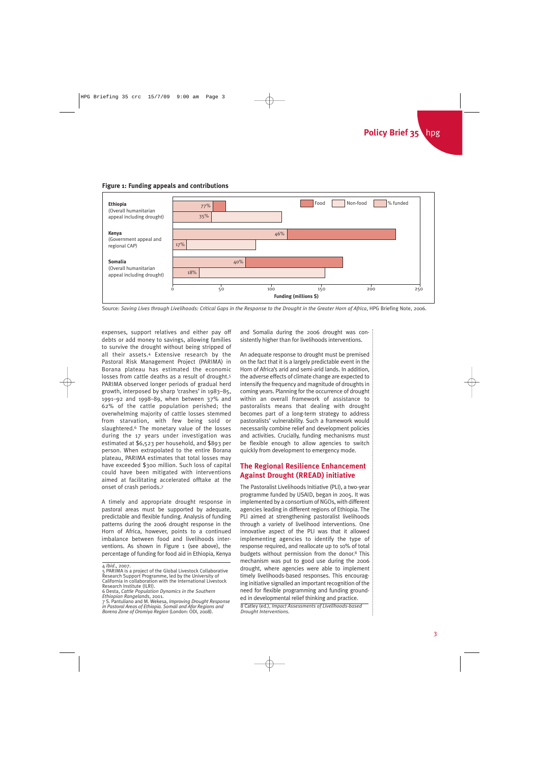**Figure 1: Funding appeals and contributions**

| | Food | Non-food |
|---|---|---|
| **Ethiopia** (Overall humanitarian appeal including drought) | 77% funded | 35% funded |
| **Kenya** (Government appeal and regional CAP) | 46% funded | 17% funded |
| **Somalia** (Overall humanitarian appeal including drought) | 40% funded | 18% funded |

Funding (millions $): 0, 50, 100, 150, 200, 250

Source: *Saving Lives through Livelihoods: Critical Gaps in the Response to the Drought in the Greater Horn of Africa*, HPG Briefing Note, 2006.

expenses, support relatives and either pay off debts or add money to savings, allowing families to survive the drought without being stripped of all their assets.[4] Extensive research by the Pastoral Risk Management Project (PARIMA) in Borana plateau has estimated the economic losses from cattle deaths as a result of drought.[5] PARIMA observed longer periods of gradual herd growth, interposed by sharp 'crashes' in 1983–85, 1991–92 and 1998–89, when between 37% and 62% of the cattle population perished; the overwhelming majority of cattle losses stemmed from starvation, with few being sold or slaughtered.[6] The monetary value of the losses during the 17 years under investigation was estimated at $6,523 per household, and $893 per person. When extrapolated to the entire Borana plateau, PARIMA estimates that total losses may have exceeded $300 million. Such loss of capital could have been mitigated with interventions aimed at facilitating accelerated offtake at the onset of crash periods.[7]

A timely and appropriate drought response in pastoral areas must be supported by adequate, predictable and flexible funding. Analysis of funding patterns during the 2006 drought response in the Horn of Africa, however, points to a continued imbalance between food and livelihoods interventions. As shown in Figure 1 (see above), the percentage of funding for food aid in Ethiopia, Kenya and Somalia during the 2006 drought was consistently higher than for livelihoods interventions.

An adequate response to drought must be premised on the fact that it is a largely predictable event in the Horn of Africa's arid and semi-arid lands. In addition, the adverse effects of climate change are expected to intensify the frequency and magnitude of droughts in coming years. Planning for the occurrence of drought within an overall framework of assistance to pastoralists means that dealing with drought becomes part of a long-term strategy to address pastoralists' vulnerability. Such a framework would necessarily combine relief and development policies and activities. Crucially, funding mechanisms must be flexible enough to allow agencies to switch quickly from development to emergency mode.

## The Regional Resilience Enhancement Against Drought (RREAD) initiative

The Pastoralist Livelihoods Initiative (PLI), a two-year programme funded by USAID, began in 2005. It was implemented by a consortium of NGOs, with different agencies leading in different regions of Ethiopia. The PLI aimed at strengthening pastoralist livelihoods through a variety of livelihood interventions. One innovative aspect of the PLI was that it allowed implementing agencies to identify the type of response required, and reallocate up to 10% of total budgets without permission from the donor.[8] This mechanism was put to good use during the 2006 drought, where agencies were able to implement timely livelihoods-based responses. This encouraging initiative signalled an important recognition of the need for flexible programming and funding grounded in developmental relief thinking and practice.

---

4 *Ibid.*, 2007.
5 PARIMA is a project of the Global Livestock Collaborative Research Support Programme, led by the University of California in collaboration with the International Livestock Research Institute (ILRI).
6 Desta, *Cattle Population Dynamics in the Southern Ethiopian Rangelands*, 2001.
7 S. Pantuliano and M. Wekesa, *Improving Drought Response in Pastoral Areas of Ethiopia. Somali and Afar Regions and Borena Zone of Oromiya Region* (London: ODI, 2008).
8 Catley (ed.), *Impact Assessments of Livelihoods-based Drought Interventions*.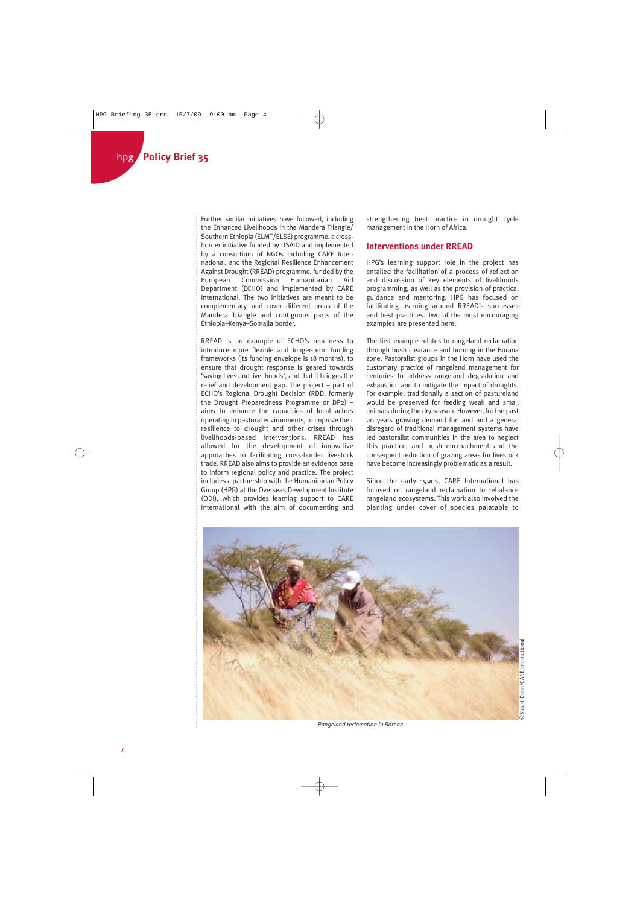Further similar initiatives have followed, including the Enhanced Livelihoods in the Mandera Triangle/Southern Ethiopia (ELMT/ELSE) programme, a cross-border initiative funded by USAID and implemented by a consortium of NGOs including CARE International, and the Regional Resilience Enhancement Against Drought (RREAD) programme, funded by the European Commission Humanitarian Aid Department (ECHO) and implemented by CARE International. The two initiatives are meant to be complementary, and cover different areas of the Mandera Triangle and contiguous parts of the Ethiopia–Kenya–Somalia border.

RREAD is an example of ECHO's readiness to introduce more flexible and longer-term funding frameworks (its funding envelope is 18 months), to ensure that drought response is geared towards 'saving lives and livelihoods', and that it bridges the relief and development gap. The project – part of ECHO's Regional Drought Decision (RDD, formerly the Drought Preparedness Programme or DP2) – aims to enhance the capacities of local actors operating in pastoral environments, to improve their resilience to drought and other crises through livelihoods-based interventions. RREAD has allowed for the development of innovative approaches to facilitating cross-border livestock trade. RREAD also aims to provide an evidence base to inform regional policy and practice. The project includes a partnership with the Humanitarian Policy Group (HPG) at the Overseas Development Institute (ODI), which provides learning support to CARE International with the aim of documenting and strengthening best practice in drought cycle management in the Horn of Africa.

## Interventions under RREAD

HPG's learning support role in the project has entailed the facilitation of a process of reflection and discussion of key elements of livelihoods programming, as well as the provision of practical guidance and mentoring. HPG has focused on facilitating learning around RREAD's successes and best practices. Two of the most encouraging examples are presented here.

The first example relates to rangeland reclamation through bush clearance and burning in the Borana zone. Pastoralist groups in the Horn have used the customary practice of rangeland management for centuries to address rangeland degradation and exhaustion and to mitigate the impact of droughts. For example, traditionally a section of pastureland would be preserved for feeding weak and small animals during the dry season. However, for the past 20 years growing demand for land and a general disregard of traditional management systems have led pastoralist communities in the area to neglect this practice, and bush encroachment and the consequent reduction of grazing areas for livestock have become increasingly problematic as a result.

Since the early 1990s, CARE International has focused on rangeland reclamation to rebalance rangeland ecosystems. This work also involved the planting under cover of species palatable to

*Rangeland reclamation in Borena*

©Stuart Dunn/CARE International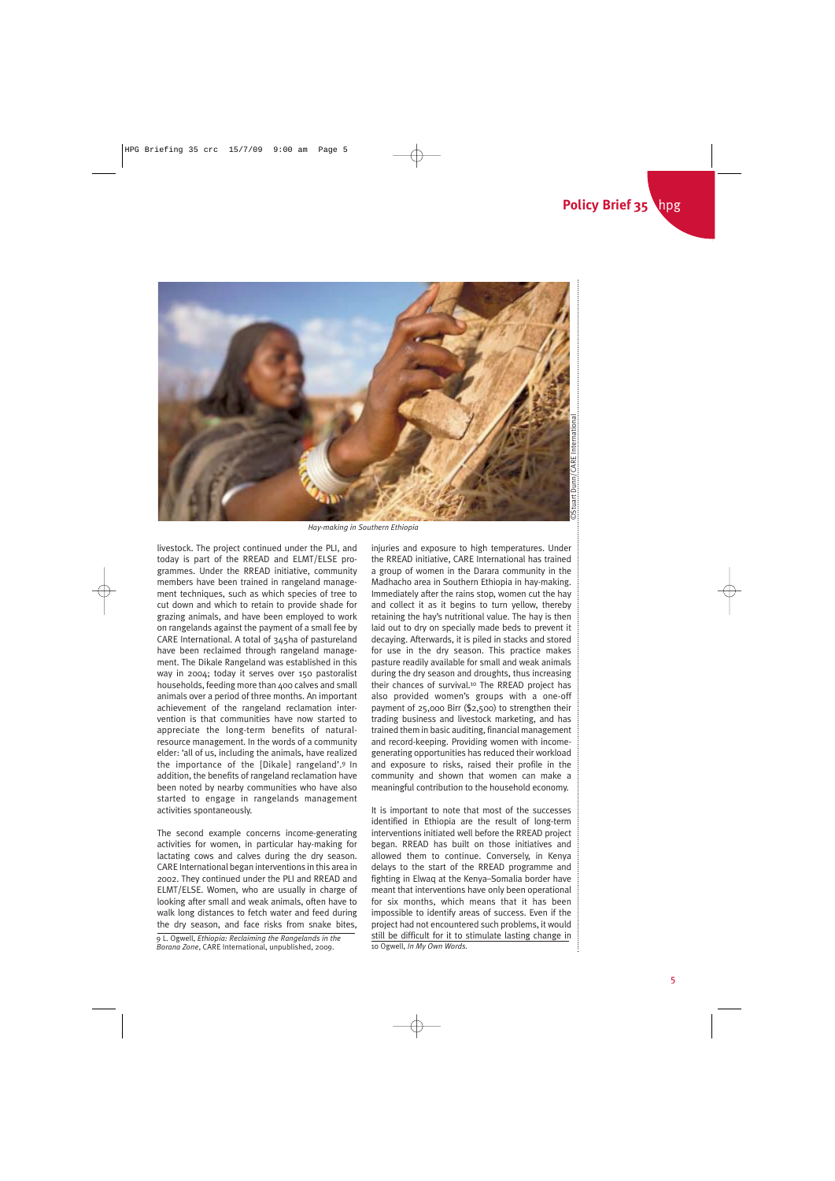Hay-making in Southern Ethiopia

livestock. The project continued under the PLI, and today is part of the RREAD and ELMT/ELSE programmes. Under the RREAD initiative, community members have been trained in rangeland management techniques, such as which species of tree to cut down and which to retain to provide shade for grazing animals, and have been employed to work on rangelands against the payment of a small fee by CARE International. A total of 345ha of pastureland have been reclaimed through rangeland management. The Dikale Rangeland was established in this way in 2004; today it serves over 150 pastoralist households, feeding more than 400 calves and small animals over a period of three months. An important achievement of the rangeland reclamation intervention is that communities have now started to appreciate the long-term benefits of natural-resource management. In the words of a community elder: 'all of us, including the animals, have realized the importance of the [Dikale] rangeland'.[9] In addition, the benefits of rangeland reclamation have been noted by nearby communities who have also started to engage in rangelands management activities spontaneously.

The second example concerns income-generating activities for women, in particular hay-making for lactating cows and calves during the dry season. CARE International began interventions in this area in 2002. They continued under the PLI and RREAD and ELMT/ELSE. Women, who are usually in charge of looking after small and weak animals, often have to walk long distances to fetch water and feed during the dry season, and face risks from snake bites, injuries and exposure to high temperatures. Under the RREAD initiative, CARE International has trained a group of women in the Darara community in the Madhacho area in Southern Ethiopia in hay-making. Immediately after the rains stop, women cut the hay and collect it as it begins to turn yellow, thereby retaining the hay's nutritional value. The hay is then laid out to dry on specially made beds to prevent it decaying. Afterwards, it is piled in stacks and stored for use in the dry season. This practice makes pasture readily available for small and weak animals during the dry season and droughts, thus increasing their chances of survival.[10] The RREAD project has also provided women's groups with a one-off payment of 25,000 Birr ($2,500) to strengthen their trading business and livestock marketing, and has trained them in basic auditing, financial management and record-keeping. Providing women with income-generating opportunities has reduced their workload and exposure to risks, raised their profile in the community and shown that women can make a meaningful contribution to the household economy.

It is important to note that most of the successes identified in Ethiopia are the result of long-term interventions initiated well before the RREAD project began. RREAD has built on those initiatives and allowed them to continue. Conversely, in Kenya delays to the start of the RREAD programme and fighting in Elwaq at the Kenya–Somalia border have meant that interventions have only been operational for six months, which means that it has been impossible to identify areas of success. Even if the project had not encountered such problems, it would still be difficult for it to stimulate lasting change in

9 L. Ogwell, *Ethiopia: Reclaiming the Rangelands in the Borana Zone*, CARE International, unpublished, 2009.

10 Ogwell, *In My Own Words*.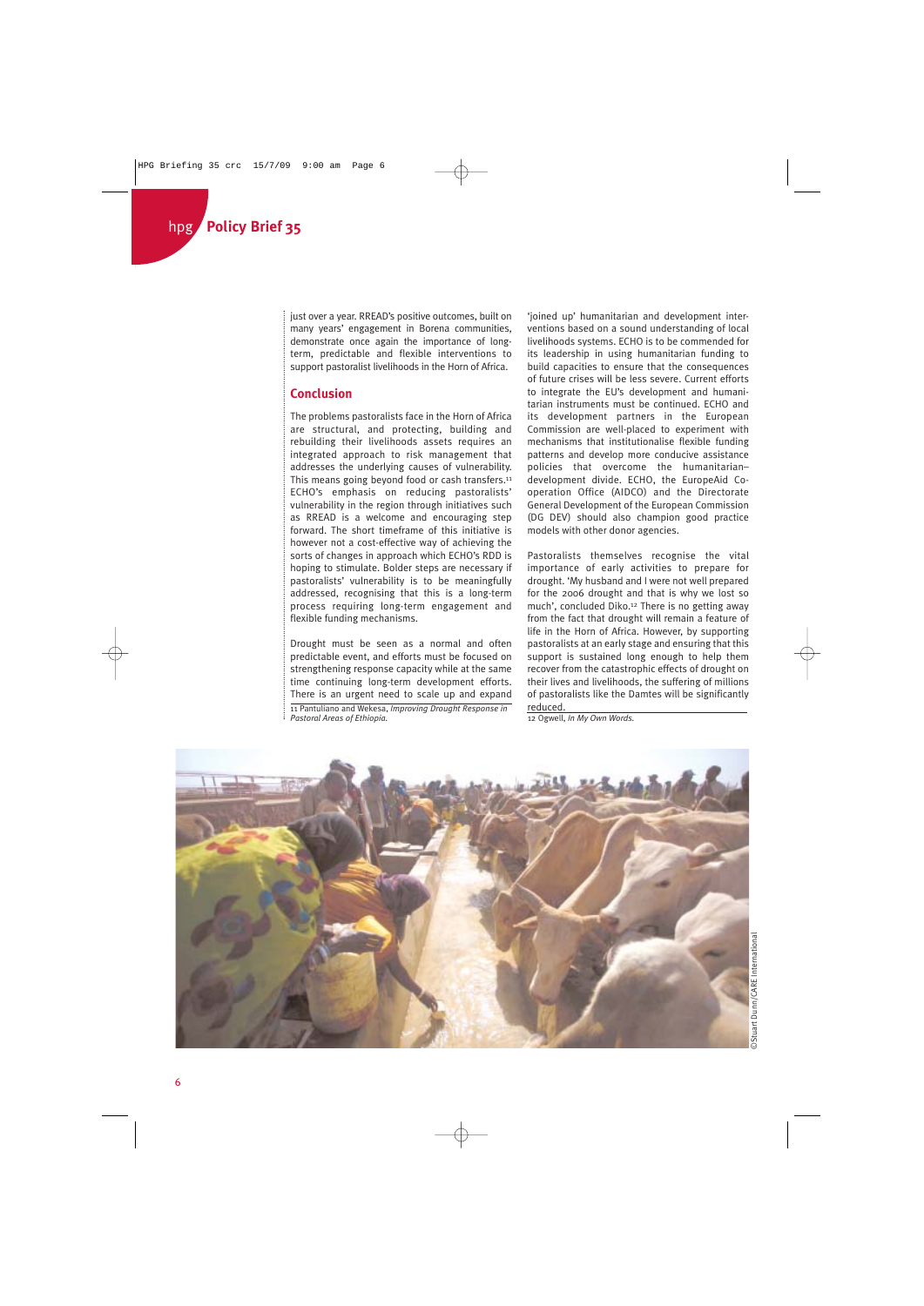just over a year. RREAD's positive outcomes, built on many years' engagement in Borena communities, demonstrate once again the importance of long-term, predictable and flexible interventions to support pastoralist livelihoods in the Horn of Africa.

## Conclusion

The problems pastoralists face in the Horn of Africa are structural, and protecting, building and rebuilding their livelihoods assets requires an integrated approach to risk management that addresses the underlying causes of vulnerability. This means going beyond food or cash transfers.[11] ECHO's emphasis on reducing pastoralists' vulnerability in the region through initiatives such as RREAD is a welcome and encouraging step forward. The short timeframe of this initiative is however not a cost-effective way of achieving the sorts of changes in approach which ECHO's RDD is hoping to stimulate. Bolder steps are necessary if pastoralists' vulnerability is to be meaningfully addressed, recognising that this is a long-term process requiring long-term engagement and flexible funding mechanisms.

Drought must be seen as a normal and often predictable event, and efforts must be focused on strengthening response capacity while at the same time continuing long-term development efforts. There is an urgent need to scale up and expand 'joined up' humanitarian and development interventions based on a sound understanding of local livelihoods systems. ECHO is to be commended for its leadership in using humanitarian funding to build capacities to ensure that the consequences of future crises will be less severe. Current efforts to integrate the EU's development and humanitarian instruments must be continued. ECHO and its development partners in the European Commission are well-placed to experiment with mechanisms that institutionalise flexible funding patterns and develop more conducive assistance policies that overcome the humanitarian–development divide. ECHO, the EuropeAid Co-operation Office (AIDCO) and the Directorate General Development of the European Commission (DG DEV) should also champion good practice models with other donor agencies.

Pastoralists themselves recognise the vital importance of early activities to prepare for drought. 'My husband and I were not well prepared for the 2006 drought and that is why we lost so much', concluded Diko.[12] There is no getting away from the fact that drought will remain a feature of life in the Horn of Africa. However, by supporting pastoralists at an early stage and ensuring that this support is sustained long enough to help them recover from the catastrophic effects of drought on their lives and livelihoods, the suffering of millions of pastoralists like the Damtes will be significantly reduced.

11 Pantuliano and Wekesa, *Improving Drought Response in Pastoral Areas of Ethiopia*.

12 Ogwell, *In My Own Words*.

©Stuart Dunn/CARE International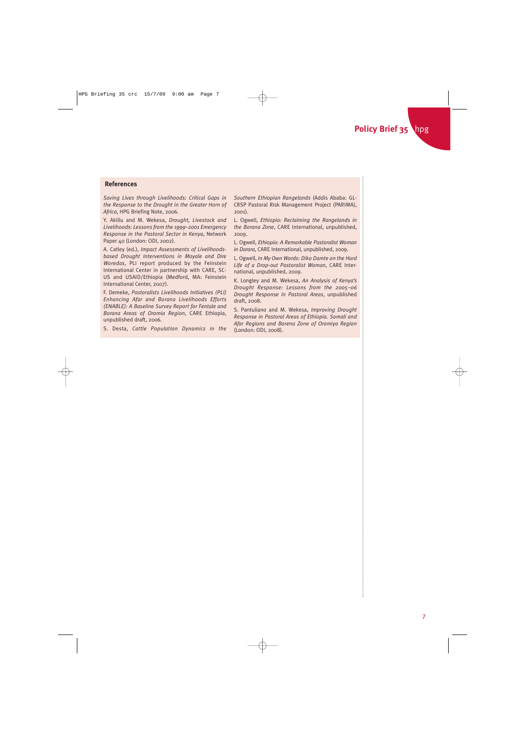## References

*Saving Lives through Livelihoods: Critical Gaps in the Response to the Drought in the Greater Horn of Africa*, HPG Briefing Note, 2006.

Y. Aklilu and M. Wekesa, *Drought, Livestock and Livelihoods: Lessons from the 1999–2001 Emergency Response in the Pastoral Sector in Kenya*, Network Paper 40 (London: ODI, 2002).

A. Catley (ed.), *Impact Assessments of Livelihoods-based Drought Interventions in Moyale and Dire Woredas*, PLI report produced by the Feinstein International Center in partnership with CARE, SC-US and USAID/Ethiopia (Medford, MA: Feinstein International Center, 2007).

F. Demeke, *Pastoralists Livelihoods Initiatives (PLI) Enhancing Afar and Borana Livelihoods Efforts (ENABLE): A Baseline Survey Report for Fentale and Borana Areas of Oromia Region*, CARE Ethiopia, unpublished draft, 2006.

S. Desta, *Cattle Population Dynamics in the Southern Ethiopian Rangelands* (Addis Ababa: GL-CRSP Pastoral Risk Management Project (PARIMA), 2001).

L. Ogwell, *Ethiopia: Reclaiming the Rangelands in the Borana Zone*, CARE International, unpublished, 2009.

L. Ogwell, *Ethiopia: A Remarkable Pastoralist Woman in Darara*, CARE International, unpublished, 2009.

L. Ogwell, *In My Own Words: Diko Damte on the Hard Life of a Drop-out Pastoralist Woman*, CARE International, unpublished, 2009.

K. Longley and M. Wekesa, *An Analysis of Kenya's Drought Response: Lessons from the 2005–06 Drought Response in Pastoral Areas*, unpublished draft, 2008.

S. Pantuliano and M. Wekesa, *Improving Drought Response in Pastoral Areas of Ethiopia. Somali and Afar Regions and Borena Zone of Oromiya Region* (London: ODI, 2008).